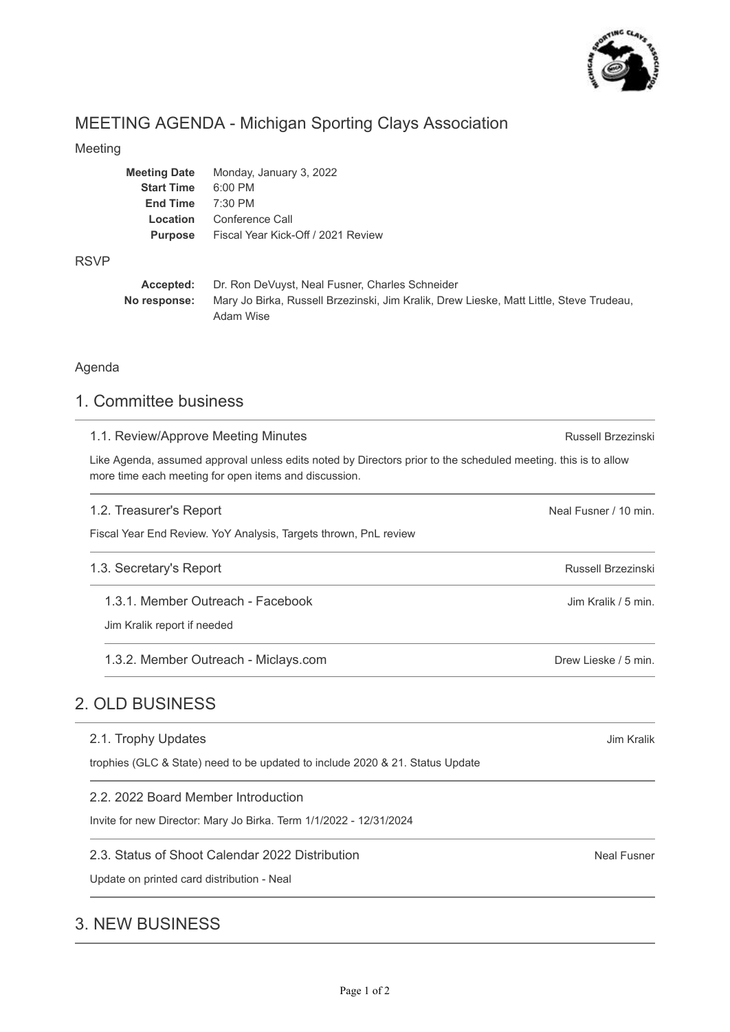# MEETING AGENDA - Michigan Sporting Clays Association

## Meeting

| | |
|---|---|
| **Meeting Date** | Monday, January 3, 2022 |
| **Start Time** | 6:00 PM |
| **End Time** | 7:30 PM |
| **Location** | Conference Call |
| **Purpose** | Fiscal Year Kick-Off / 2021 Review |

## RSVP

| | |
|---|---|
| **Accepted:** | Dr. Ron DeVuyst, Neal Fusner, Charles Schneider |
| **No response:** | Mary Jo Birka, Russell Brzezinski, Jim Kralik, Drew Lieske, Matt Little, Steve Trudeau, Adam Wise |

## Agenda

## 1. Committee business

### 1.1. Review/Approve Meeting Minutes

Russell Brzezinski

Like Agenda, assumed approval unless edits noted by Directors prior to the scheduled meeting. this is to allow more time each meeting for open items and discussion.

### 1.2. Treasurer's Report

Neal Fusner / 10 min.

Fiscal Year End Review. YoY Analysis, Targets thrown, PnL review

### 1.3. Secretary's Report

Russell Brzezinski

#### 1.3.1. Member Outreach - Facebook

Jim Kralik / 5 min.

Jim Kralik report if needed

#### 1.3.2. Member Outreach - Miclays.com

Drew Lieske / 5 min.

## 2. OLD BUSINESS

### 2.1. Trophy Updates

Jim Kralik

trophies (GLC & State) need to be updated to include 2020 & 21. Status Update

### 2.2. 2022 Board Member Introduction

Invite for new Director: Mary Jo Birka. Term 1/1/2022 - 12/31/2024

### 2.3. Status of Shoot Calendar 2022 Distribution

Neal Fusner

Update on printed card distribution - Neal

## 3. NEW BUSINESS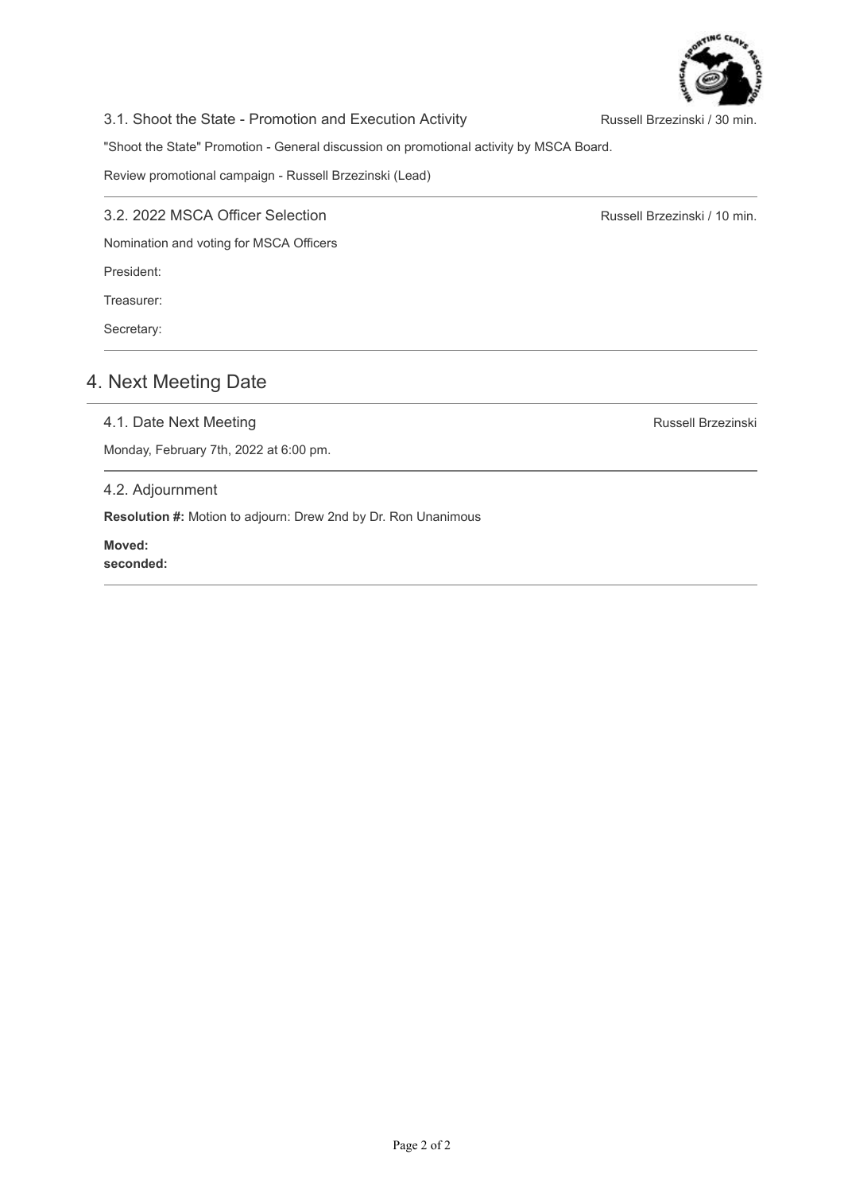### 3.1. Shoot the State - Promotion and Execution Activity

Russell Brzezinski / 30 min.

"Shoot the State" Promotion - General discussion on promotional activity by MSCA Board.

Review promotional campaign - Russell Brzezinski (Lead)

### 3.2. 2022 MSCA Officer Selection

Russell Brzezinski / 10 min.

Nomination and voting for MSCA Officers

President:

Treasurer:

Secretary:

## 4. Next Meeting Date

### 4.1. Date Next Meeting

Russell Brzezinski

Monday, February 7th, 2022 at 6:00 pm.

### 4.2. Adjournment

**Resolution #:** Motion to adjourn: Drew 2nd by Dr. Ron Unanimous

**Moved:**
**seconded:**